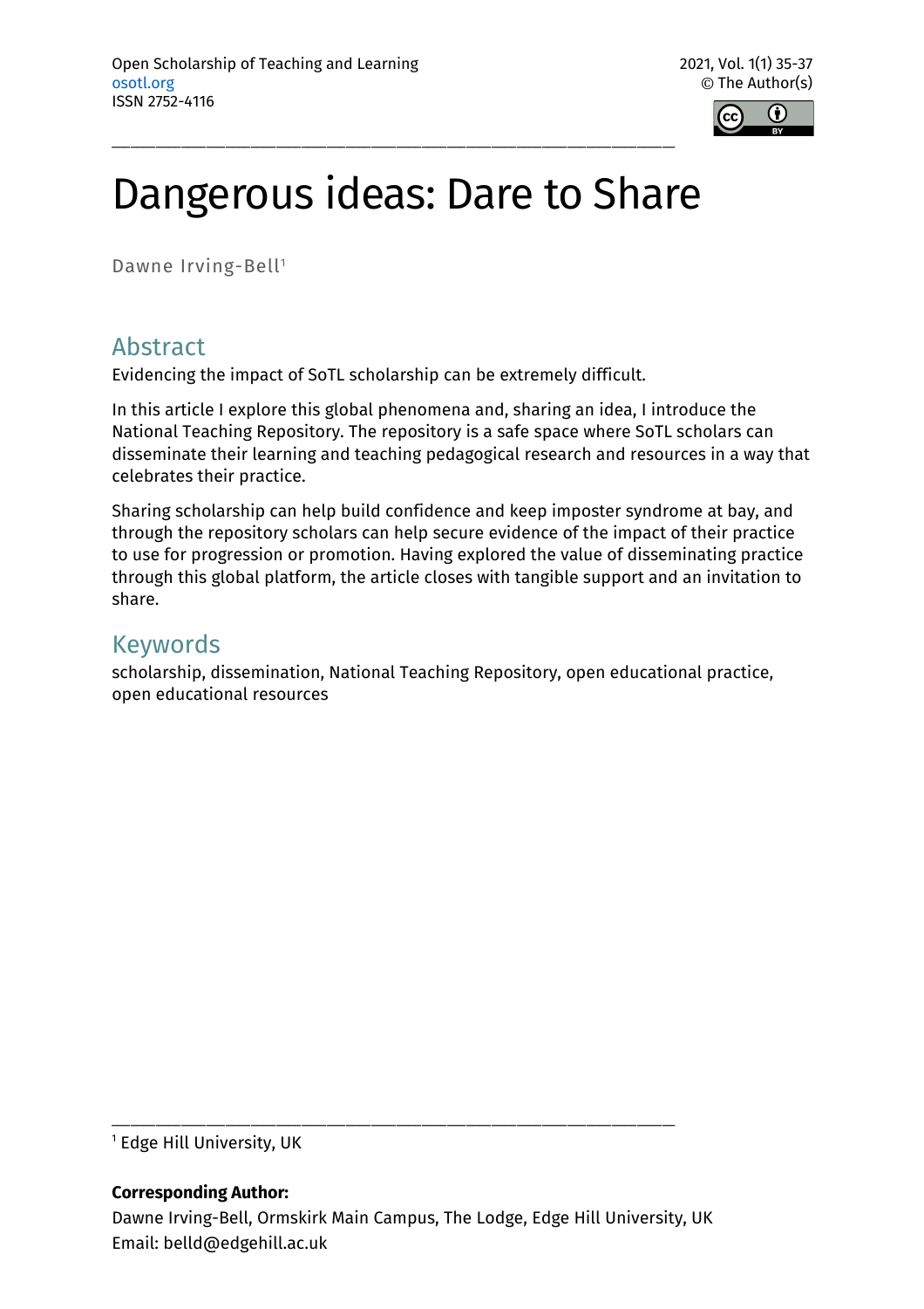# Dangerous ideas: Dare to Share

Dawne Irving-Bell[1]

## Abstract

Evidencing the impact of SoTL scholarship can be extremely difficult.

In this article I explore this global phenomena and, sharing an idea, I introduce the National Teaching Repository. The repository is a safe space where SoTL scholars can disseminate their learning and teaching pedagogical research and resources in a way that celebrates their practice.

Sharing scholarship can help build confidence and keep imposter syndrome at bay, and through the repository scholars can help secure evidence of the impact of their practice to use for progression or promotion. Having explored the value of disseminating practice through this global platform, the article closes with tangible support and an invitation to share.

## Keywords

scholarship, dissemination, National Teaching Repository, open educational practice, open educational resources

---

[1] Edge Hill University, UK

**Corresponding Author:**
Dawne Irving-Bell, Ormskirk Main Campus, The Lodge, Edge Hill University, UK
Email: belld@edgehill.ac.uk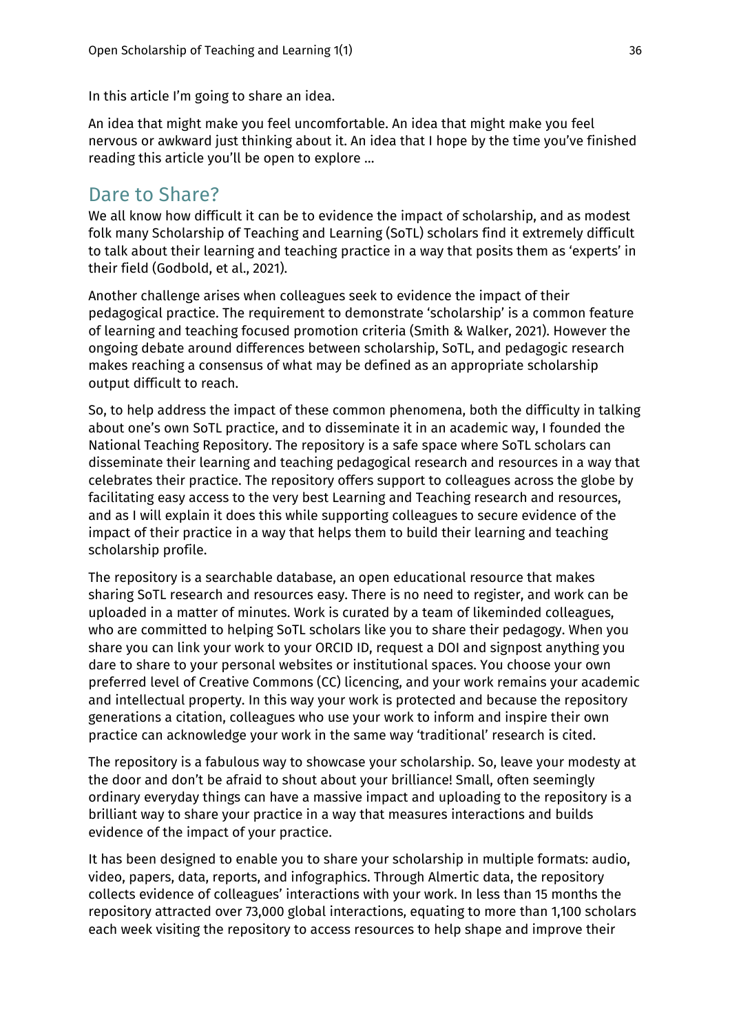In this article I'm going to share an idea.

An idea that might make you feel uncomfortable. An idea that might make you feel nervous or awkward just thinking about it. An idea that I hope by the time you've finished reading this article you'll be open to explore ...

## Dare to Share?

We all know how difficult it can be to evidence the impact of scholarship, and as modest folk many Scholarship of Teaching and Learning (SoTL) scholars find it extremely difficult to talk about their learning and teaching practice in a way that posits them as 'experts' in their field (Godbold, et al., 2021).

Another challenge arises when colleagues seek to evidence the impact of their pedagogical practice. The requirement to demonstrate 'scholarship' is a common feature of learning and teaching focused promotion criteria (Smith & Walker, 2021). However the ongoing debate around differences between scholarship, SoTL, and pedagogic research makes reaching a consensus of what may be defined as an appropriate scholarship output difficult to reach.

So, to help address the impact of these common phenomena, both the difficulty in talking about one's own SoTL practice, and to disseminate it in an academic way, I founded the National Teaching Repository. The repository is a safe space where SoTL scholars can disseminate their learning and teaching pedagogical research and resources in a way that celebrates their practice. The repository offers support to colleagues across the globe by facilitating easy access to the very best Learning and Teaching research and resources, and as I will explain it does this while supporting colleagues to secure evidence of the impact of their practice in a way that helps them to build their learning and teaching scholarship profile.

The repository is a searchable database, an open educational resource that makes sharing SoTL research and resources easy. There is no need to register, and work can be uploaded in a matter of minutes. Work is curated by a team of likeminded colleagues, who are committed to helping SoTL scholars like you to share their pedagogy. When you share you can link your work to your ORCID ID, request a DOI and signpost anything you dare to share to your personal websites or institutional spaces. You choose your own preferred level of Creative Commons (CC) licencing, and your work remains your academic and intellectual property. In this way your work is protected and because the repository generations a citation, colleagues who use your work to inform and inspire their own practice can acknowledge your work in the same way 'traditional' research is cited.

The repository is a fabulous way to showcase your scholarship. So, leave your modesty at the door and don't be afraid to shout about your brilliance! Small, often seemingly ordinary everyday things can have a massive impact and uploading to the repository is a brilliant way to share your practice in a way that measures interactions and builds evidence of the impact of your practice.

It has been designed to enable you to share your scholarship in multiple formats: audio, video, papers, data, reports, and infographics. Through Almertic data, the repository collects evidence of colleagues' interactions with your work. In less than 15 months the repository attracted over 73,000 global interactions, equating to more than 1,100 scholars each week visiting the repository to access resources to help shape and improve their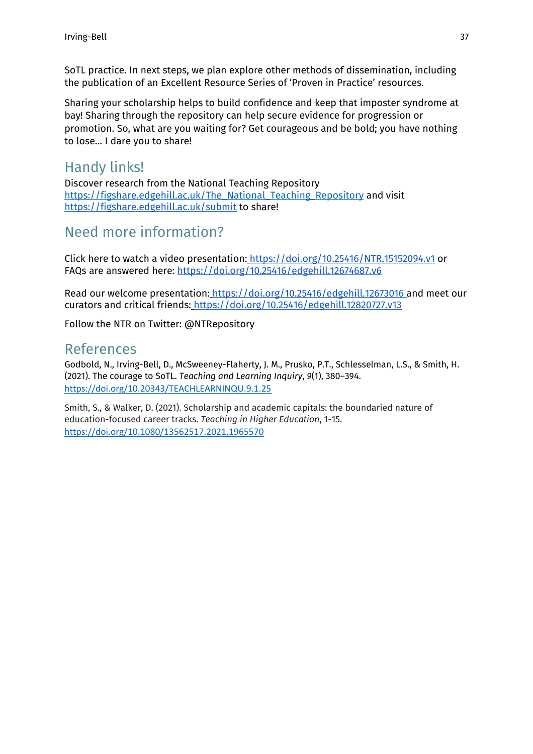SoTL practice. In next steps, we plan explore other methods of dissemination, including the publication of an Excellent Resource Series of 'Proven in Practice' resources.

Sharing your scholarship helps to build confidence and keep that imposter syndrome at bay! Sharing through the repository can help secure evidence for progression or promotion. So, what are you waiting for? Get courageous and be bold; you have nothing to lose… I dare you to share!

## Handy links!

Discover research from the National Teaching Repository https://figshare.edgehill.ac.uk/The_National_Teaching_Repository and visit https://figshare.edgehill.ac.uk/submit to share!

## Need more information?

Click here to watch a video presentation: https://doi.org/10.25416/NTR.15152094.v1 or FAQs are answered here: https://doi.org/10.25416/edgehill.12674687.v6

Read our welcome presentation: https://doi.org/10.25416/edgehill.12673016 and meet our curators and critical friends: https://doi.org/10.25416/edgehill.12820727.v13

Follow the NTR on Twitter: @NTRepository

## References

Godbold, N., Irving-Bell, D., McSweeney-Flaherty, J. M., Prusko, P.T., Schlesselman, L.S., & Smith, H. (2021). The courage to SoTL. *Teaching and Learning Inquiry*, *9*(1), 380–394. https://doi.org/10.20343/TEACHLEARNINQU.9.1.25

Smith, S., & Walker, D. (2021). Scholarship and academic capitals: the boundaried nature of education-focused career tracks. *Teaching in Higher Education*, 1-15. https://doi.org/10.1080/13562517.2021.1965570